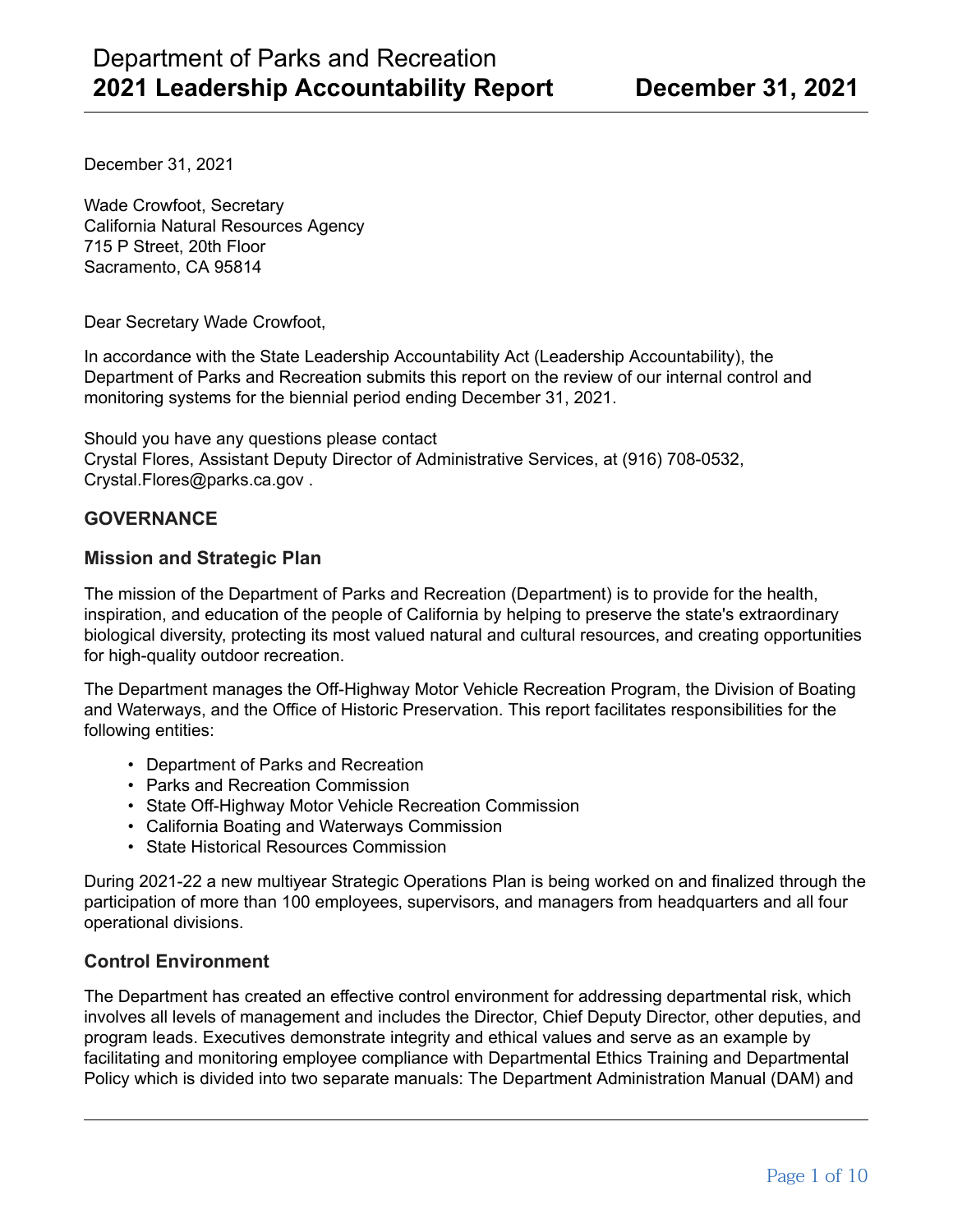# Department of Parks and Recreation
# 2021 Leadership Accountability Report — December 31, 2021

December 31, 2021

Wade Crowfoot, Secretary
California Natural Resources Agency
715 P Street, 20th Floor
Sacramento, CA 95814

Dear Secretary Wade Crowfoot,

In accordance with the State Leadership Accountability Act (Leadership Accountability), the Department of Parks and Recreation submits this report on the review of our internal control and monitoring systems for the biennial period ending December 31, 2021.

Should you have any questions please contact
Crystal Flores, Assistant Deputy Director of Administrative Services, at (916) 708-0532, Crystal.Flores@parks.ca.gov .

## GOVERNANCE

### Mission and Strategic Plan

The mission of the Department of Parks and Recreation (Department) is to provide for the health, inspiration, and education of the people of California by helping to preserve the state's extraordinary biological diversity, protecting its most valued natural and cultural resources, and creating opportunities for high-quality outdoor recreation.

The Department manages the Off-Highway Motor Vehicle Recreation Program, the Division of Boating and Waterways, and the Office of Historic Preservation. This report facilitates responsibilities for the following entities:

- Department of Parks and Recreation
- Parks and Recreation Commission
- State Off-Highway Motor Vehicle Recreation Commission
- California Boating and Waterways Commission
- State Historical Resources Commission

During 2021-22 a new multiyear Strategic Operations Plan is being worked on and finalized through the participation of more than 100 employees, supervisors, and managers from headquarters and all four operational divisions.

### Control Environment

The Department has created an effective control environment for addressing departmental risk, which involves all levels of management and includes the Director, Chief Deputy Director, other deputies, and program leads. Executives demonstrate integrity and ethical values and serve as an example by facilitating and monitoring employee compliance with Departmental Ethics Training and Departmental Policy which is divided into two separate manuals: The Department Administration Manual (DAM) and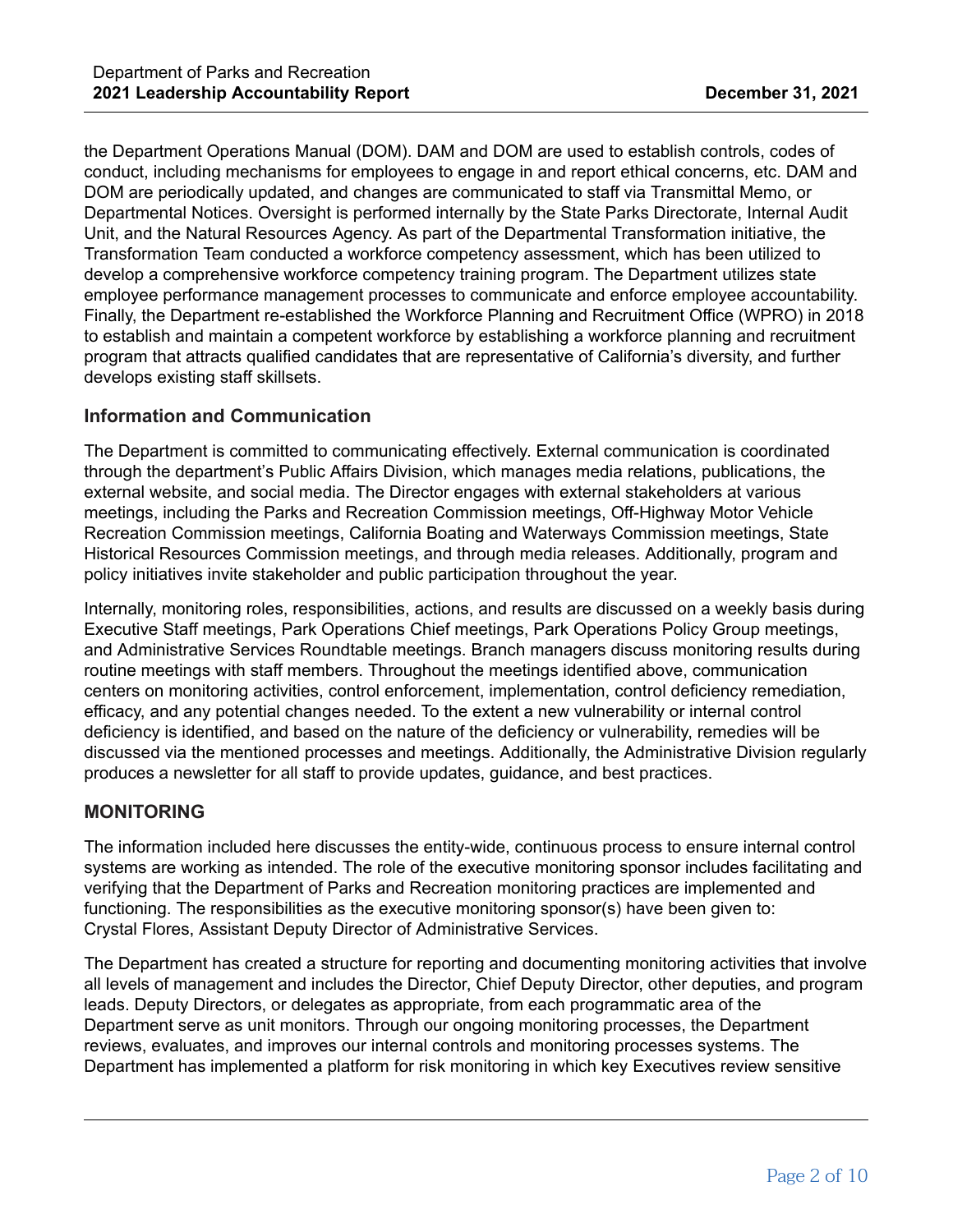the Department Operations Manual (DOM). DAM and DOM are used to establish controls, codes of conduct, including mechanisms for employees to engage in and report ethical concerns, etc. DAM and DOM are periodically updated, and changes are communicated to staff via Transmittal Memo, or Departmental Notices. Oversight is performed internally by the State Parks Directorate, Internal Audit Unit, and the Natural Resources Agency. As part of the Departmental Transformation initiative, the Transformation Team conducted a workforce competency assessment, which has been utilized to develop a comprehensive workforce competency training program. The Department utilizes state employee performance management processes to communicate and enforce employee accountability. Finally, the Department re-established the Workforce Planning and Recruitment Office (WPRO) in 2018 to establish and maintain a competent workforce by establishing a workforce planning and recruitment program that attracts qualified candidates that are representative of California's diversity, and further develops existing staff skillsets.

### Information and Communication

The Department is committed to communicating effectively. External communication is coordinated through the department's Public Affairs Division, which manages media relations, publications, the external website, and social media. The Director engages with external stakeholders at various meetings, including the Parks and Recreation Commission meetings, Off-Highway Motor Vehicle Recreation Commission meetings, California Boating and Waterways Commission meetings, State Historical Resources Commission meetings, and through media releases. Additionally, program and policy initiatives invite stakeholder and public participation throughout the year.

Internally, monitoring roles, responsibilities, actions, and results are discussed on a weekly basis during Executive Staff meetings, Park Operations Chief meetings, Park Operations Policy Group meetings, and Administrative Services Roundtable meetings. Branch managers discuss monitoring results during routine meetings with staff members. Throughout the meetings identified above, communication centers on monitoring activities, control enforcement, implementation, control deficiency remediation, efficacy, and any potential changes needed. To the extent a new vulnerability or internal control deficiency is identified, and based on the nature of the deficiency or vulnerability, remedies will be discussed via the mentioned processes and meetings. Additionally, the Administrative Division regularly produces a newsletter for all staff to provide updates, guidance, and best practices.

## MONITORING

The information included here discusses the entity-wide, continuous process to ensure internal control systems are working as intended. The role of the executive monitoring sponsor includes facilitating and verifying that the Department of Parks and Recreation monitoring practices are implemented and functioning. The responsibilities as the executive monitoring sponsor(s) have been given to: Crystal Flores, Assistant Deputy Director of Administrative Services.

The Department has created a structure for reporting and documenting monitoring activities that involve all levels of management and includes the Director, Chief Deputy Director, other deputies, and program leads. Deputy Directors, or delegates as appropriate, from each programmatic area of the Department serve as unit monitors. Through our ongoing monitoring processes, the Department reviews, evaluates, and improves our internal controls and monitoring processes systems. The Department has implemented a platform for risk monitoring in which key Executives review sensitive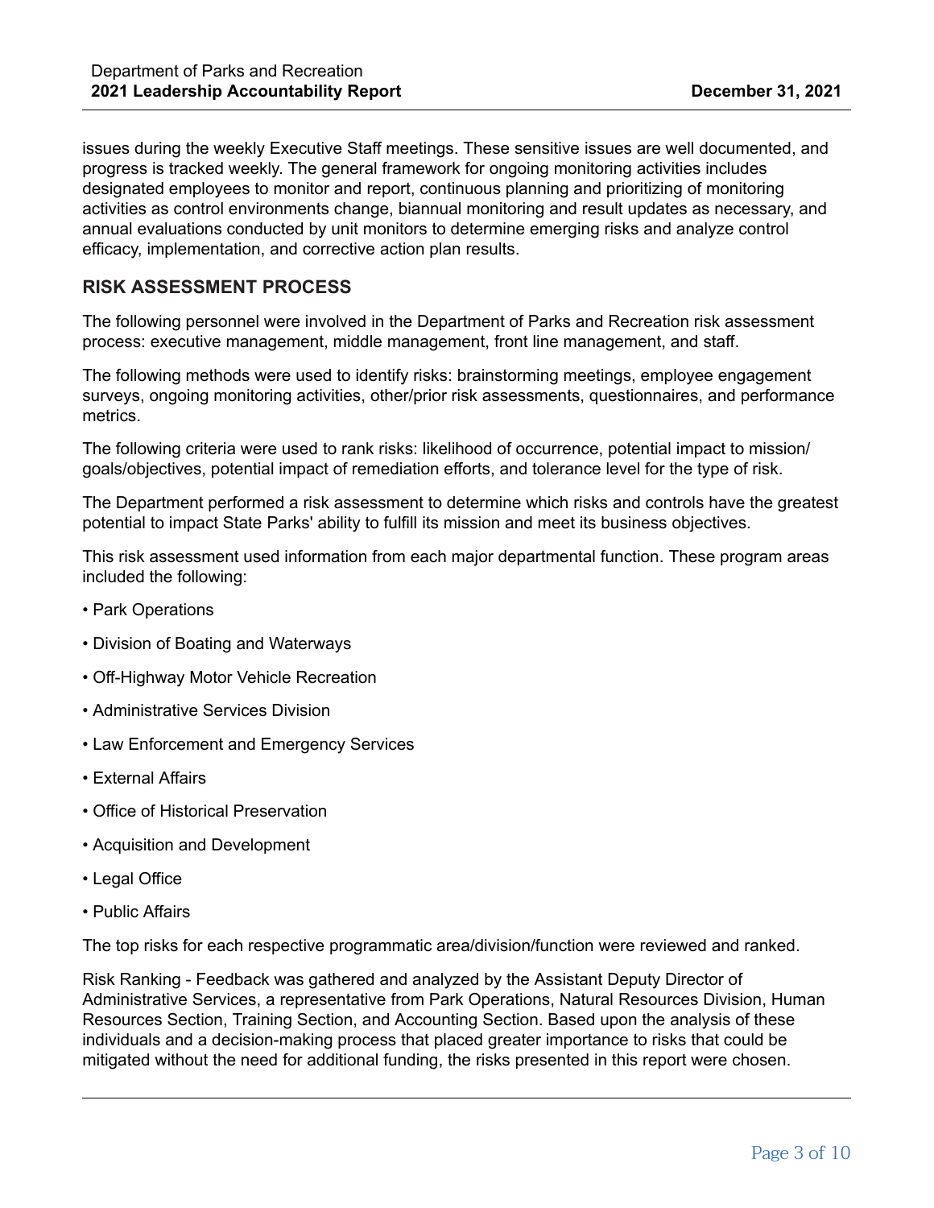issues during the weekly Executive Staff meetings. These sensitive issues are well documented, and progress is tracked weekly. The general framework for ongoing monitoring activities includes designated employees to monitor and report, continuous planning and prioritizing of monitoring activities as control environments change, biannual monitoring and result updates as necessary, and annual evaluations conducted by unit monitors to determine emerging risks and analyze control efficacy, implementation, and corrective action plan results.

## RISK ASSESSMENT PROCESS

The following personnel were involved in the Department of Parks and Recreation risk assessment process: executive management, middle management, front line management, and staff.

The following methods were used to identify risks: brainstorming meetings, employee engagement surveys, ongoing monitoring activities, other/prior risk assessments, questionnaires, and performance metrics.

The following criteria were used to rank risks: likelihood of occurrence, potential impact to mission/goals/objectives, potential impact of remediation efforts, and tolerance level for the type of risk.

The Department performed a risk assessment to determine which risks and controls have the greatest potential to impact State Parks' ability to fulfill its mission and meet its business objectives.

This risk assessment used information from each major departmental function. These program areas included the following:

- Park Operations
- Division of Boating and Waterways
- Off-Highway Motor Vehicle Recreation
- Administrative Services Division
- Law Enforcement and Emergency Services
- External Affairs
- Office of Historical Preservation
- Acquisition and Development
- Legal Office
- Public Affairs

The top risks for each respective programmatic area/division/function were reviewed and ranked.

Risk Ranking - Feedback was gathered and analyzed by the Assistant Deputy Director of Administrative Services, a representative from Park Operations, Natural Resources Division, Human Resources Section, Training Section, and Accounting Section. Based upon the analysis of these individuals and a decision-making process that placed greater importance to risks that could be mitigated without the need for additional funding, the risks presented in this report were chosen.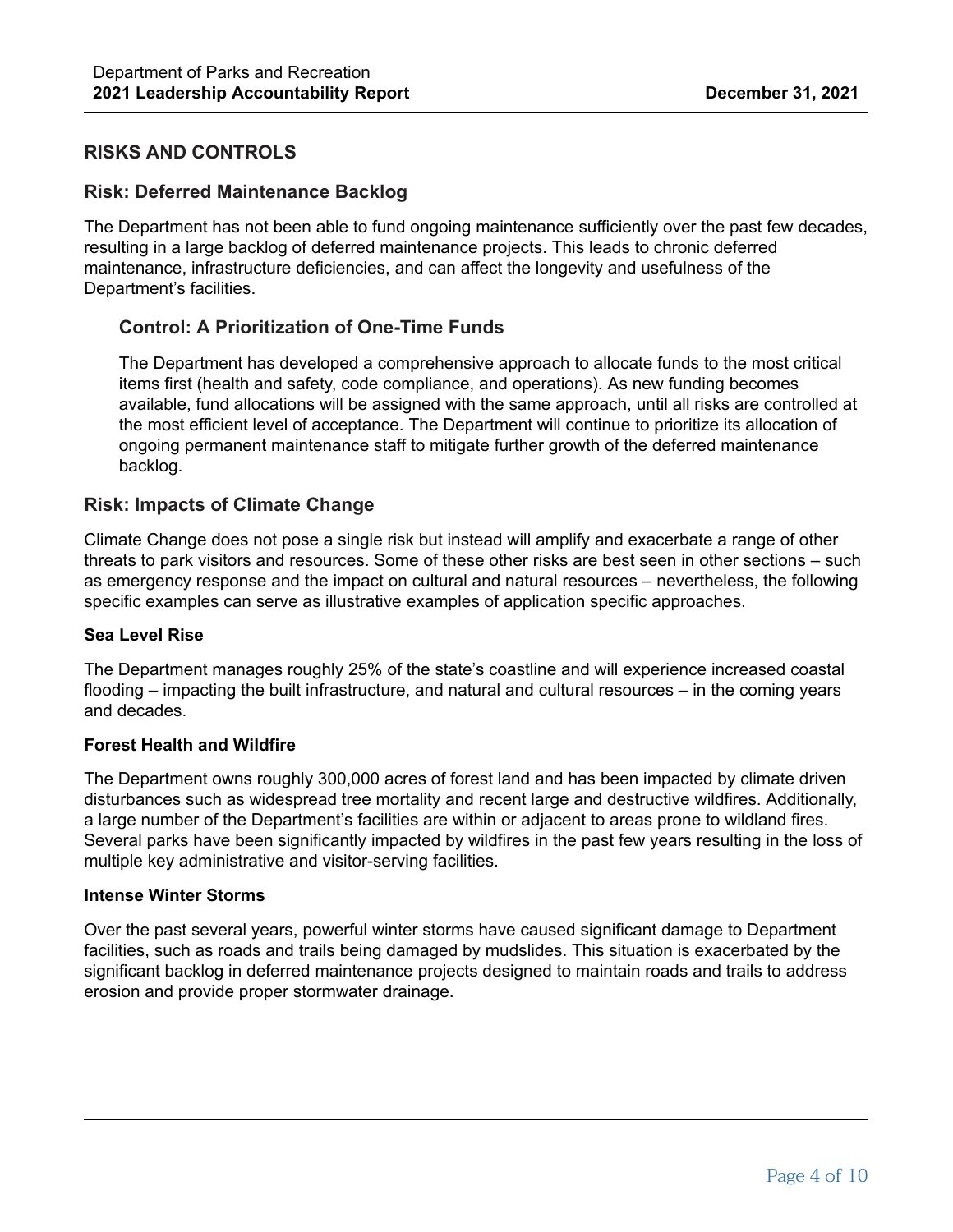## RISKS AND CONTROLS

### Risk: Deferred Maintenance Backlog

The Department has not been able to fund ongoing maintenance sufficiently over the past few decades, resulting in a large backlog of deferred maintenance projects. This leads to chronic deferred maintenance, infrastructure deficiencies, and can affect the longevity and usefulness of the Department's facilities.

#### Control: A Prioritization of One-Time Funds

The Department has developed a comprehensive approach to allocate funds to the most critical items first (health and safety, code compliance, and operations). As new funding becomes available, fund allocations will be assigned with the same approach, until all risks are controlled at the most efficient level of acceptance. The Department will continue to prioritize its allocation of ongoing permanent maintenance staff to mitigate further growth of the deferred maintenance backlog.

### Risk: Impacts of Climate Change

Climate Change does not pose a single risk but instead will amplify and exacerbate a range of other threats to park visitors and resources. Some of these other risks are best seen in other sections – such as emergency response and the impact on cultural and natural resources – nevertheless, the following specific examples can serve as illustrative examples of application specific approaches.

**Sea Level Rise**

The Department manages roughly 25% of the state's coastline and will experience increased coastal flooding – impacting the built infrastructure, and natural and cultural resources – in the coming years and decades.

**Forest Health and Wildfire**

The Department owns roughly 300,000 acres of forest land and has been impacted by climate driven disturbances such as widespread tree mortality and recent large and destructive wildfires. Additionally, a large number of the Department's facilities are within or adjacent to areas prone to wildland fires. Several parks have been significantly impacted by wildfires in the past few years resulting in the loss of multiple key administrative and visitor-serving facilities.

**Intense Winter Storms**

Over the past several years, powerful winter storms have caused significant damage to Department facilities, such as roads and trails being damaged by mudslides. This situation is exacerbated by the significant backlog in deferred maintenance projects designed to maintain roads and trails to address erosion and provide proper stormwater drainage.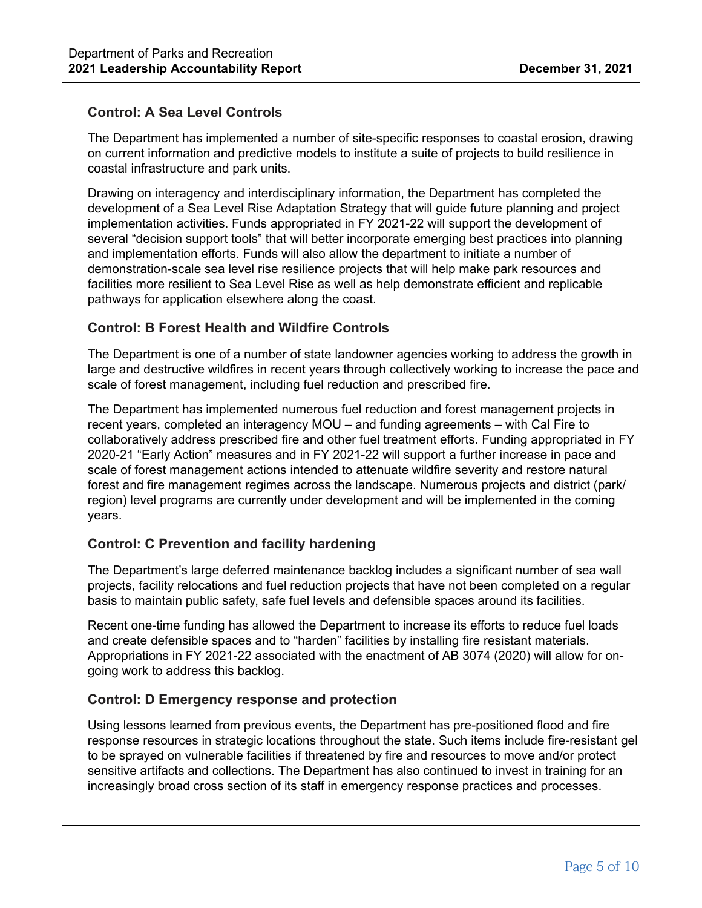### Control: A Sea Level Controls

The Department has implemented a number of site-specific responses to coastal erosion, drawing on current information and predictive models to institute a suite of projects to build resilience in coastal infrastructure and park units.

Drawing on interagency and interdisciplinary information, the Department has completed the development of a Sea Level Rise Adaptation Strategy that will guide future planning and project implementation activities. Funds appropriated in FY 2021-22 will support the development of several "decision support tools" that will better incorporate emerging best practices into planning and implementation efforts. Funds will also allow the department to initiate a number of demonstration-scale sea level rise resilience projects that will help make park resources and facilities more resilient to Sea Level Rise as well as help demonstrate efficient and replicable pathways for application elsewhere along the coast.

### Control: B Forest Health and Wildfire Controls

The Department is one of a number of state landowner agencies working to address the growth in large and destructive wildfires in recent years through collectively working to increase the pace and scale of forest management, including fuel reduction and prescribed fire.

The Department has implemented numerous fuel reduction and forest management projects in recent years, completed an interagency MOU – and funding agreements – with Cal Fire to collaboratively address prescribed fire and other fuel treatment efforts. Funding appropriated in FY 2020-21 "Early Action" measures and in FY 2021-22 will support a further increase in pace and scale of forest management actions intended to attenuate wildfire severity and restore natural forest and fire management regimes across the landscape. Numerous projects and district (park/ region) level programs are currently under development and will be implemented in the coming years.

### Control: C Prevention and facility hardening

The Department's large deferred maintenance backlog includes a significant number of sea wall projects, facility relocations and fuel reduction projects that have not been completed on a regular basis to maintain public safety, safe fuel levels and defensible spaces around its facilities.

Recent one-time funding has allowed the Department to increase its efforts to reduce fuel loads and create defensible spaces and to "harden" facilities by installing fire resistant materials. Appropriations in FY 2021-22 associated with the enactment of AB 3074 (2020) will allow for on-going work to address this backlog.

### Control: D Emergency response and protection

Using lessons learned from previous events, the Department has pre-positioned flood and fire response resources in strategic locations throughout the state. Such items include fire-resistant gel to be sprayed on vulnerable facilities if threatened by fire and resources to move and/or protect sensitive artifacts and collections. The Department has also continued to invest in training for an increasingly broad cross section of its staff in emergency response practices and processes.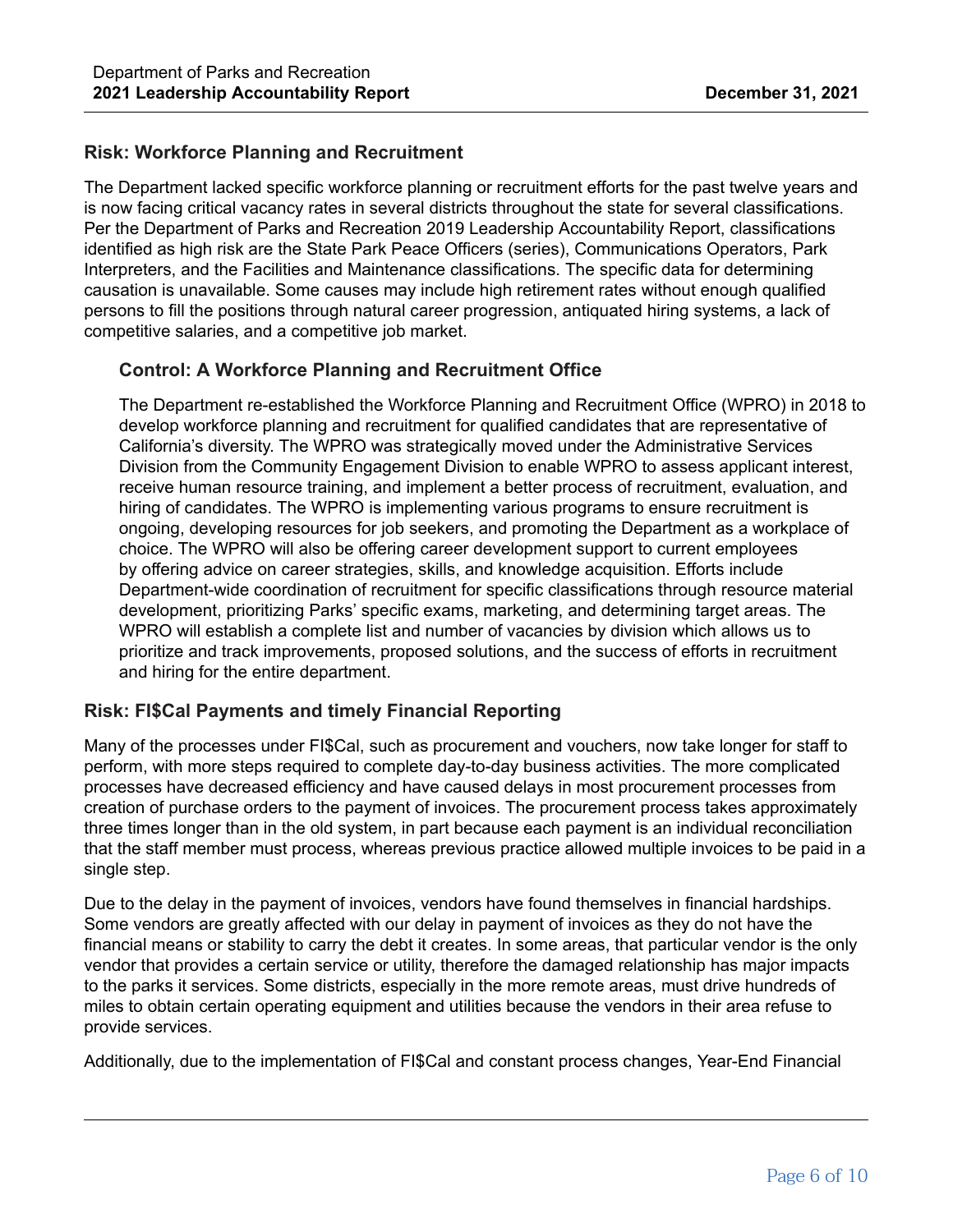### Risk: Workforce Planning and Recruitment

The Department lacked specific workforce planning or recruitment efforts for the past twelve years and is now facing critical vacancy rates in several districts throughout the state for several classifications. Per the Department of Parks and Recreation 2019 Leadership Accountability Report, classifications identified as high risk are the State Park Peace Officers (series), Communications Operators, Park Interpreters, and the Facilities and Maintenance classifications. The specific data for determining causation is unavailable. Some causes may include high retirement rates without enough qualified persons to fill the positions through natural career progression, antiquated hiring systems, a lack of competitive salaries, and a competitive job market.

#### Control: A Workforce Planning and Recruitment Office

The Department re-established the Workforce Planning and Recruitment Office (WPRO) in 2018 to develop workforce planning and recruitment for qualified candidates that are representative of California's diversity. The WPRO was strategically moved under the Administrative Services Division from the Community Engagement Division to enable WPRO to assess applicant interest, receive human resource training, and implement a better process of recruitment, evaluation, and hiring of candidates. The WPRO is implementing various programs to ensure recruitment is ongoing, developing resources for job seekers, and promoting the Department as a workplace of choice. The WPRO will also be offering career development support to current employees by offering advice on career strategies, skills, and knowledge acquisition. Efforts include Department-wide coordination of recruitment for specific classifications through resource material development, prioritizing Parks' specific exams, marketing, and determining target areas. The WPRO will establish a complete list and number of vacancies by division which allows us to prioritize and track improvements, proposed solutions, and the success of efforts in recruitment and hiring for the entire department.

### Risk: FI$Cal Payments and timely Financial Reporting

Many of the processes under FI$Cal, such as procurement and vouchers, now take longer for staff to perform, with more steps required to complete day-to-day business activities. The more complicated processes have decreased efficiency and have caused delays in most procurement processes from creation of purchase orders to the payment of invoices. The procurement process takes approximately three times longer than in the old system, in part because each payment is an individual reconciliation that the staff member must process, whereas previous practice allowed multiple invoices to be paid in a single step.

Due to the delay in the payment of invoices, vendors have found themselves in financial hardships. Some vendors are greatly affected with our delay in payment of invoices as they do not have the financial means or stability to carry the debt it creates. In some areas, that particular vendor is the only vendor that provides a certain service or utility, therefore the damaged relationship has major impacts to the parks it services. Some districts, especially in the more remote areas, must drive hundreds of miles to obtain certain operating equipment and utilities because the vendors in their area refuse to provide services.

Additionally, due to the implementation of FI$Cal and constant process changes, Year-End Financial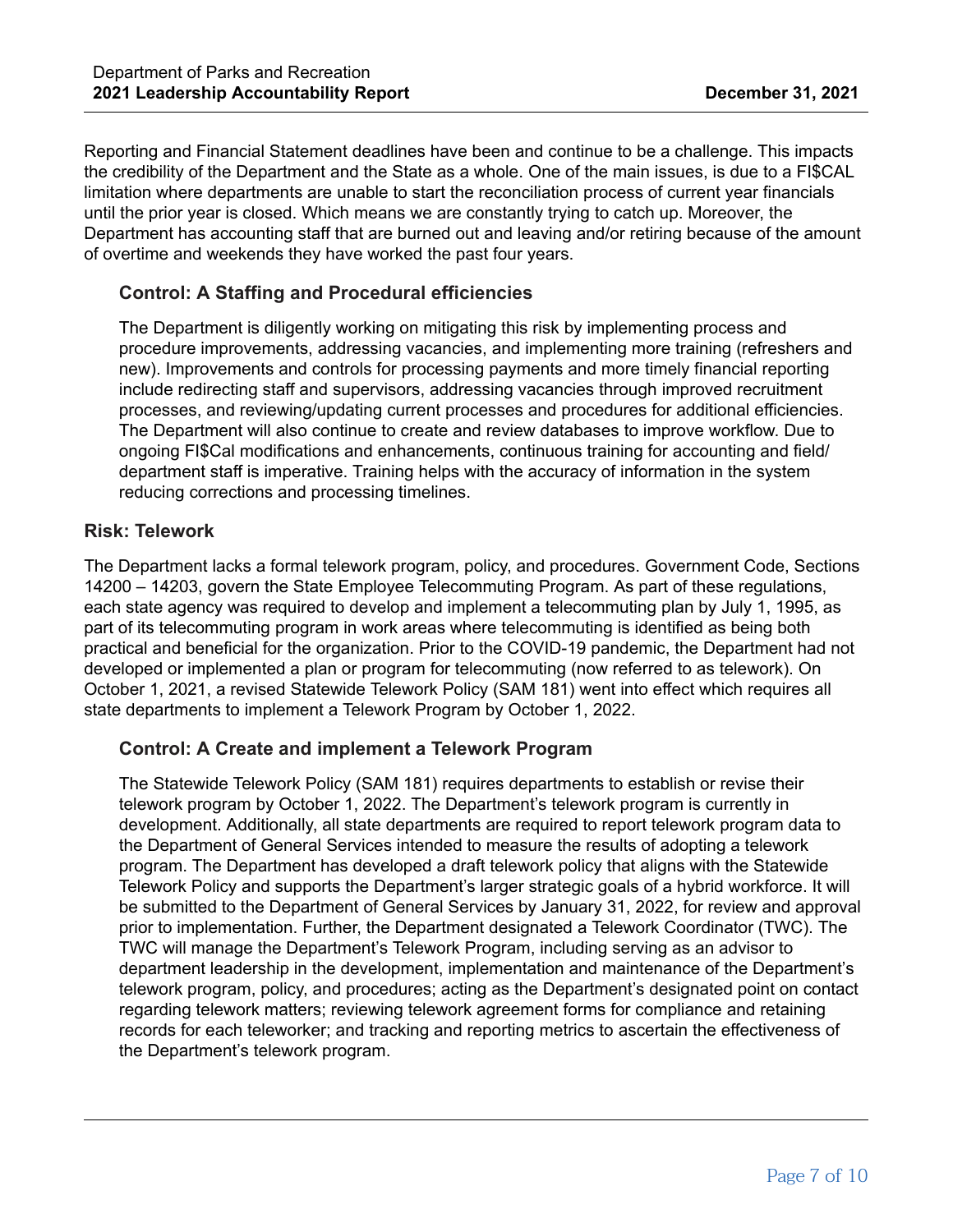Reporting and Financial Statement deadlines have been and continue to be a challenge. This impacts the credibility of the Department and the State as a whole. One of the main issues, is due to a FI$CAL limitation where departments are unable to start the reconciliation process of current year financials until the prior year is closed. Which means we are constantly trying to catch up. Moreover, the Department has accounting staff that are burned out and leaving and/or retiring because of the amount of overtime and weekends they have worked the past four years.

### Control: A Staffing and Procedural efficiencies

The Department is diligently working on mitigating this risk by implementing process and procedure improvements, addressing vacancies, and implementing more training (refreshers and new). Improvements and controls for processing payments and more timely financial reporting include redirecting staff and supervisors, addressing vacancies through improved recruitment processes, and reviewing/updating current processes and procedures for additional efficiencies. The Department will also continue to create and review databases to improve workflow. Due to ongoing FI$Cal modifications and enhancements, continuous training for accounting and field/department staff is imperative. Training helps with the accuracy of information in the system reducing corrections and processing timelines.

## Risk: Telework

The Department lacks a formal telework program, policy, and procedures. Government Code, Sections 14200 – 14203, govern the State Employee Telecommuting Program. As part of these regulations, each state agency was required to develop and implement a telecommuting plan by July 1, 1995, as part of its telecommuting program in work areas where telecommuting is identified as being both practical and beneficial for the organization. Prior to the COVID-19 pandemic, the Department had not developed or implemented a plan or program for telecommuting (now referred to as telework). On October 1, 2021, a revised Statewide Telework Policy (SAM 181) went into effect which requires all state departments to implement a Telework Program by October 1, 2022.

### Control: A Create and implement a Telework Program

The Statewide Telework Policy (SAM 181) requires departments to establish or revise their telework program by October 1, 2022. The Department's telework program is currently in development. Additionally, all state departments are required to report telework program data to the Department of General Services intended to measure the results of adopting a telework program. The Department has developed a draft telework policy that aligns with the Statewide Telework Policy and supports the Department's larger strategic goals of a hybrid workforce. It will be submitted to the Department of General Services by January 31, 2022, for review and approval prior to implementation. Further, the Department designated a Telework Coordinator (TWC). The TWC will manage the Department's Telework Program, including serving as an advisor to department leadership in the development, implementation and maintenance of the Department's telework program, policy, and procedures; acting as the Department's designated point on contact regarding telework matters; reviewing telework agreement forms for compliance and retaining records for each teleworker; and tracking and reporting metrics to ascertain the effectiveness of the Department's telework program.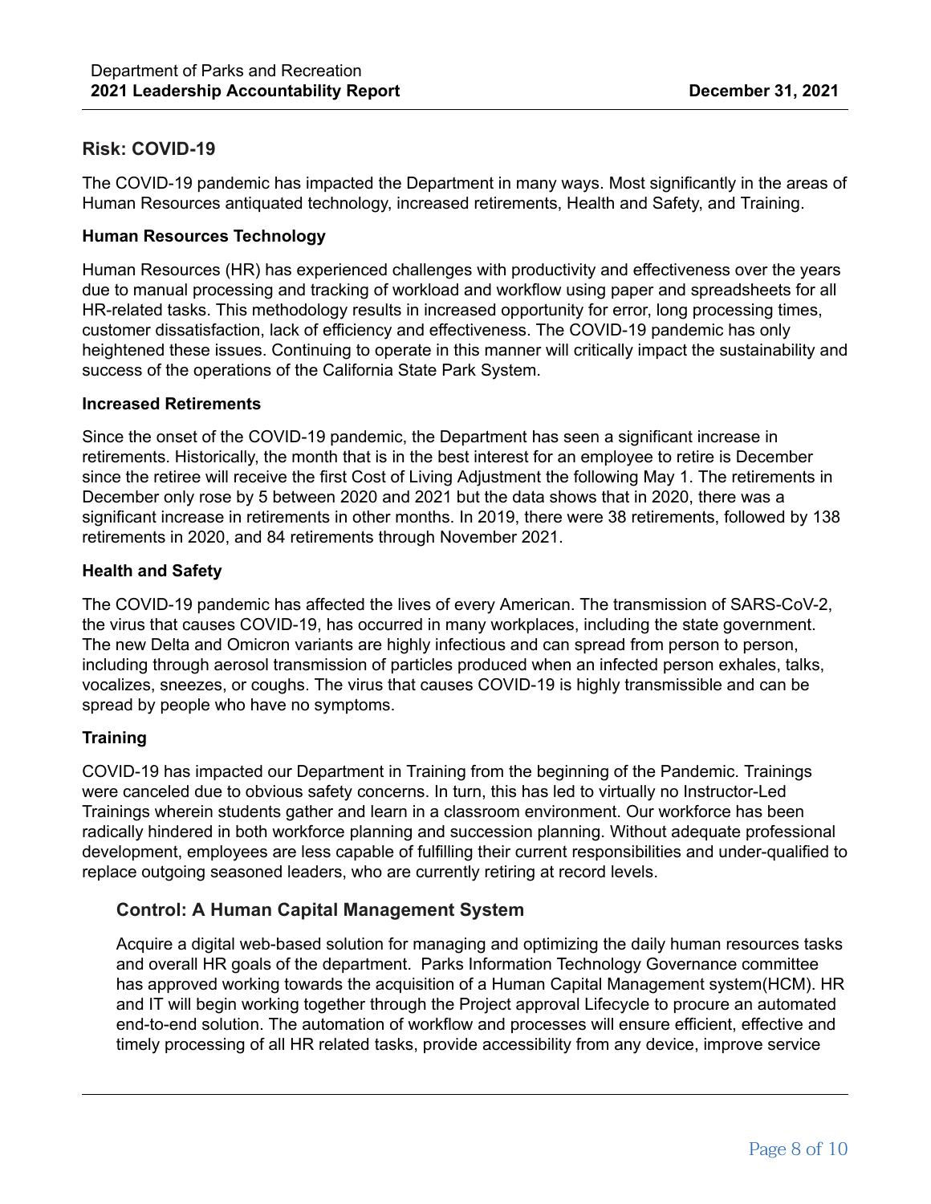## Risk: COVID-19

The COVID-19 pandemic has impacted the Department in many ways. Most significantly in the areas of Human Resources antiquated technology, increased retirements, Health and Safety, and Training.

**Human Resources Technology**

Human Resources (HR) has experienced challenges with productivity and effectiveness over the years due to manual processing and tracking of workload and workflow using paper and spreadsheets for all HR-related tasks. This methodology results in increased opportunity for error, long processing times, customer dissatisfaction, lack of efficiency and effectiveness. The COVID-19 pandemic has only heightened these issues. Continuing to operate in this manner will critically impact the sustainability and success of the operations of the California State Park System.

**Increased Retirements**

Since the onset of the COVID-19 pandemic, the Department has seen a significant increase in retirements. Historically, the month that is in the best interest for an employee to retire is December since the retiree will receive the first Cost of Living Adjustment the following May 1. The retirements in December only rose by 5 between 2020 and 2021 but the data shows that in 2020, there was a significant increase in retirements in other months. In 2019, there were 38 retirements, followed by 138 retirements in 2020, and 84 retirements through November 2021.

**Health and Safety**

The COVID-19 pandemic has affected the lives of every American. The transmission of SARS-CoV-2, the virus that causes COVID-19, has occurred in many workplaces, including the state government. The new Delta and Omicron variants are highly infectious and can spread from person to person, including through aerosol transmission of particles produced when an infected person exhales, talks, vocalizes, sneezes, or coughs. The virus that causes COVID-19 is highly transmissible and can be spread by people who have no symptoms.

**Training**

COVID-19 has impacted our Department in Training from the beginning of the Pandemic. Trainings were canceled due to obvious safety concerns. In turn, this has led to virtually no Instructor-Led Trainings wherein students gather and learn in a classroom environment. Our workforce has been radically hindered in both workforce planning and succession planning. Without adequate professional development, employees are less capable of fulfilling their current responsibilities and under-qualified to replace outgoing seasoned leaders, who are currently retiring at record levels.

### Control: A Human Capital Management System

Acquire a digital web-based solution for managing and optimizing the daily human resources tasks and overall HR goals of the department. Parks Information Technology Governance committee has approved working towards the acquisition of a Human Capital Management system(HCM). HR and IT will begin working together through the Project approval Lifecycle to procure an automated end-to-end solution. The automation of workflow and processes will ensure efficient, effective and timely processing of all HR related tasks, provide accessibility from any device, improve service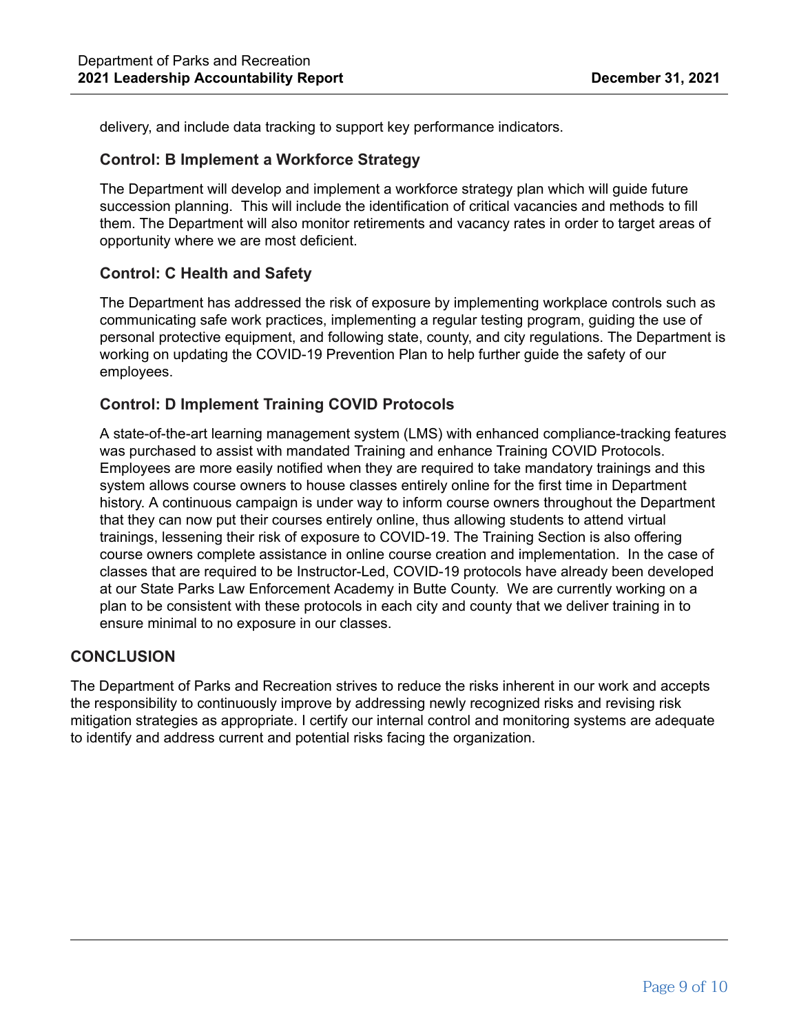delivery, and include data tracking to support key performance indicators.

### Control: B Implement a Workforce Strategy

The Department will develop and implement a workforce strategy plan which will guide future succession planning. This will include the identification of critical vacancies and methods to fill them. The Department will also monitor retirements and vacancy rates in order to target areas of opportunity where we are most deficient.

### Control: C Health and Safety

The Department has addressed the risk of exposure by implementing workplace controls such as communicating safe work practices, implementing a regular testing program, guiding the use of personal protective equipment, and following state, county, and city regulations. The Department is working on updating the COVID-19 Prevention Plan to help further guide the safety of our employees.

### Control: D Implement Training COVID Protocols

A state-of-the-art learning management system (LMS) with enhanced compliance-tracking features was purchased to assist with mandated Training and enhance Training COVID Protocols. Employees are more easily notified when they are required to take mandatory trainings and this system allows course owners to house classes entirely online for the first time in Department history. A continuous campaign is under way to inform course owners throughout the Department that they can now put their courses entirely online, thus allowing students to attend virtual trainings, lessening their risk of exposure to COVID-19. The Training Section is also offering course owners complete assistance in online course creation and implementation. In the case of classes that are required to be Instructor-Led, COVID-19 protocols have already been developed at our State Parks Law Enforcement Academy in Butte County. We are currently working on a plan to be consistent with these protocols in each city and county that we deliver training in to ensure minimal to no exposure in our classes.

## CONCLUSION

The Department of Parks and Recreation strives to reduce the risks inherent in our work and accepts the responsibility to continuously improve by addressing newly recognized risks and revising risk mitigation strategies as appropriate. I certify our internal control and monitoring systems are adequate to identify and address current and potential risks facing the organization.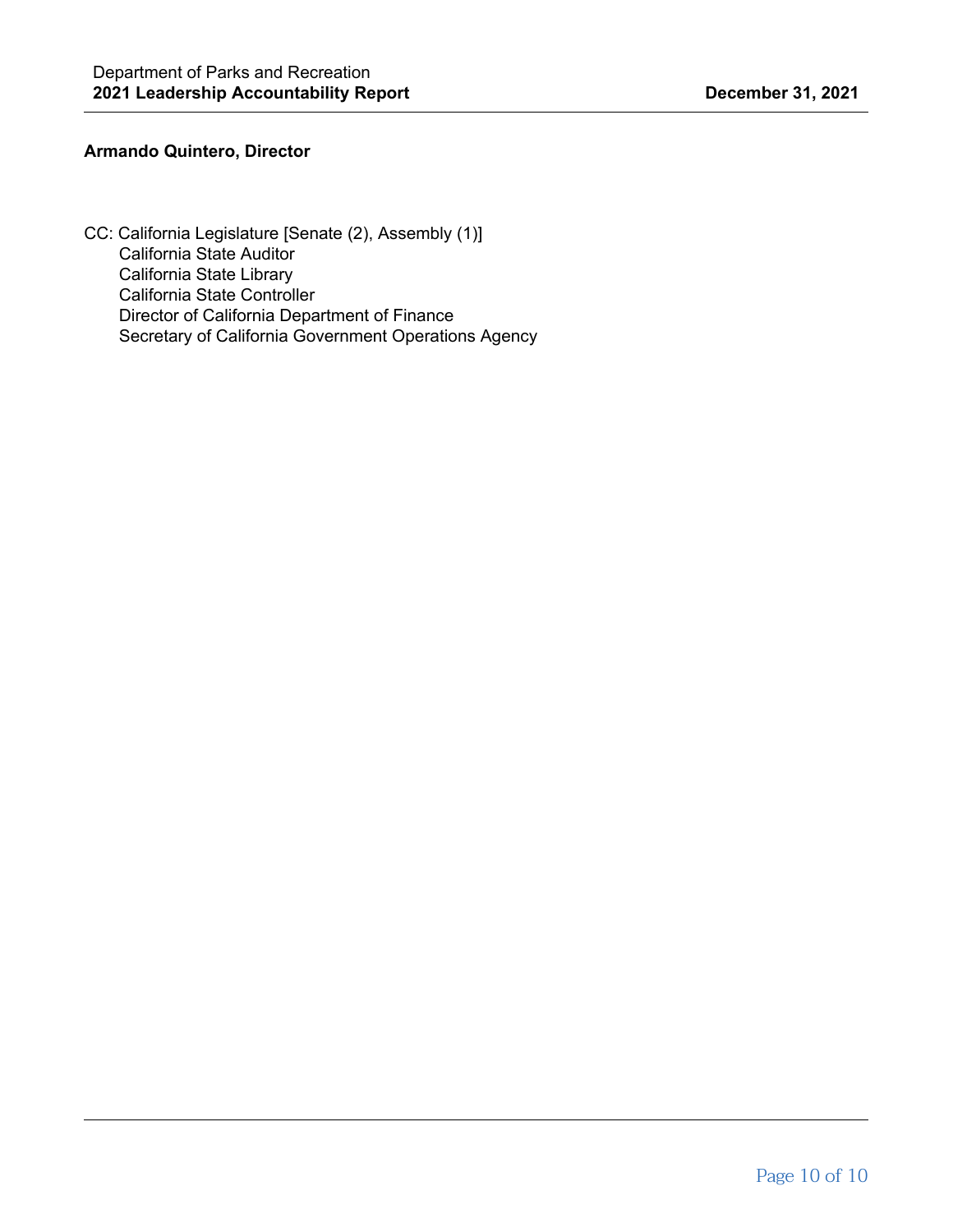**Armando Quintero, Director**

CC: California Legislature [Senate (2), Assembly (1)]
California State Auditor
California State Library
California State Controller
Director of California Department of Finance
Secretary of California Government Operations Agency